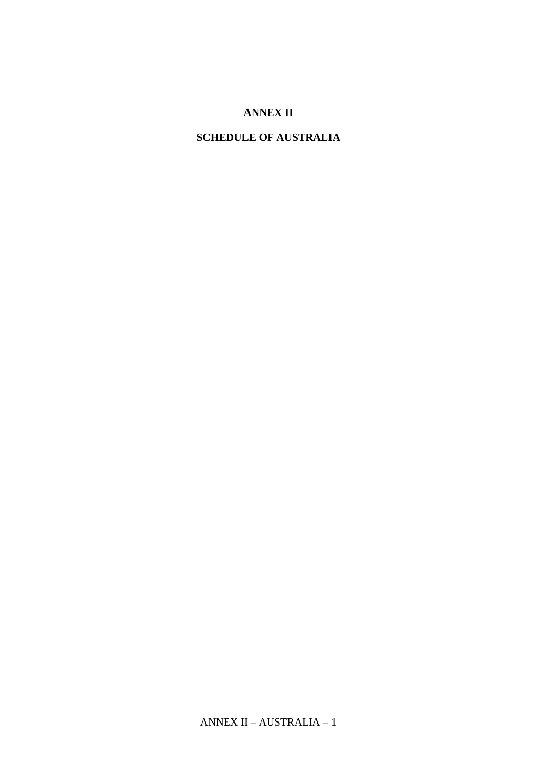# ANNEX II

## SCHEDULE OF AUSTRALIA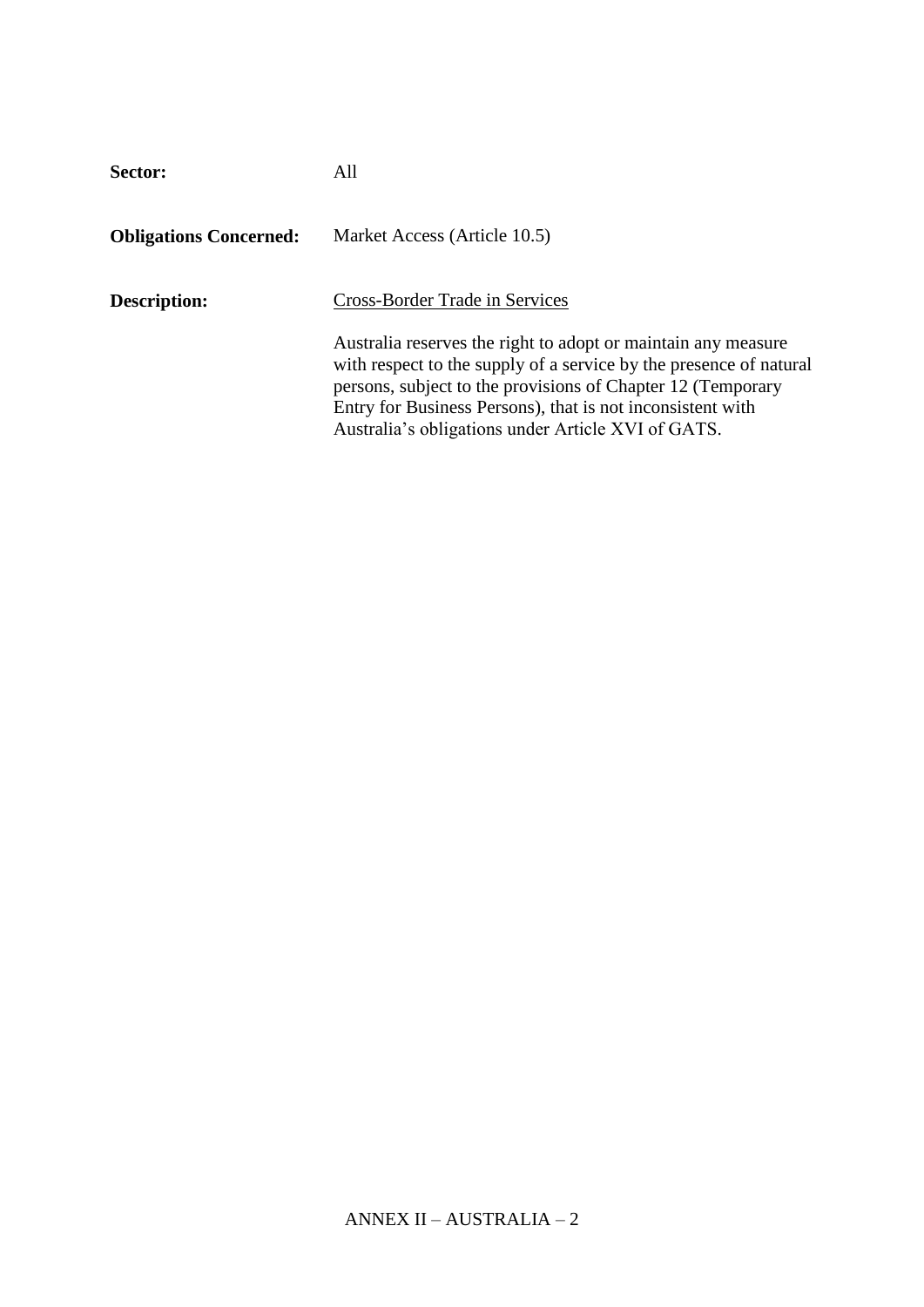**Sector:** All

**Obligations Concerned:** Market Access (Article 10.5)

**Description:** Cross-Border Trade in Services

Australia reserves the right to adopt or maintain any measure with respect to the supply of a service by the presence of natural persons, subject to the provisions of Chapter 12 (Temporary Entry for Business Persons), that is not inconsistent with Australia's obligations under Article XVI of GATS.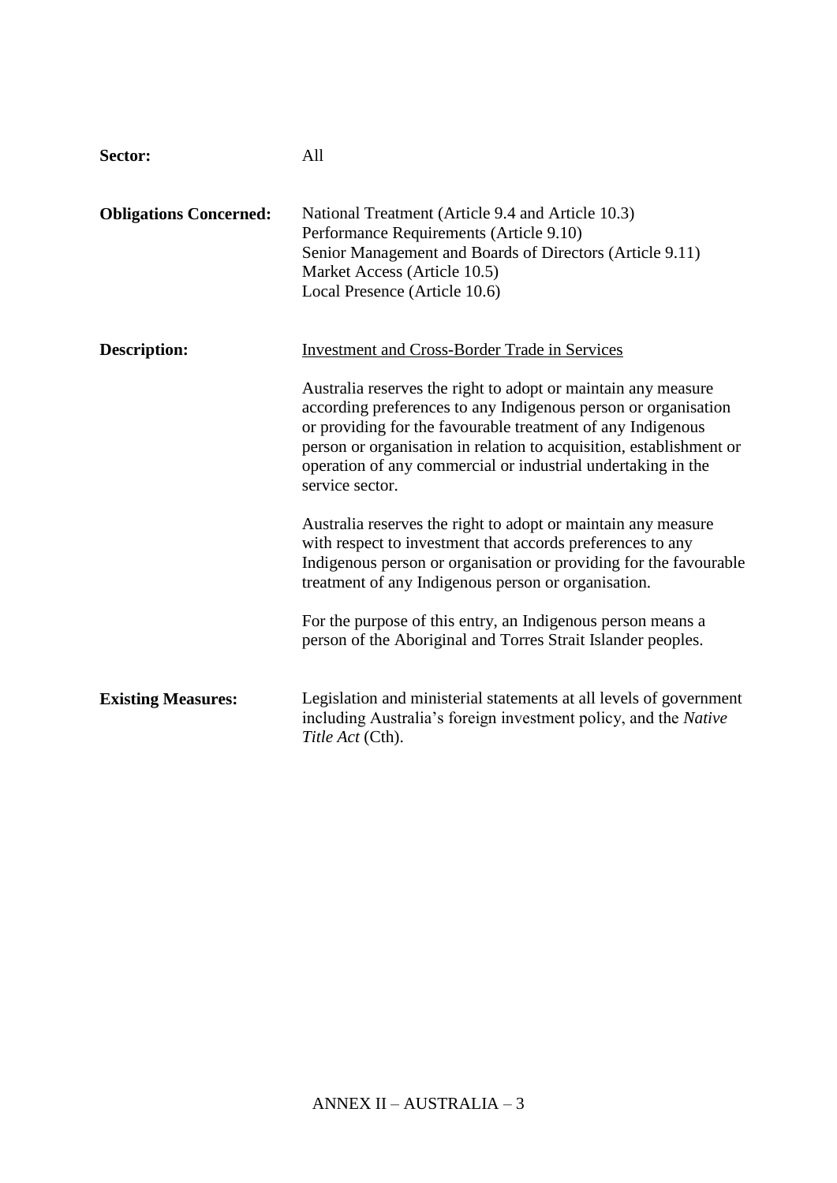**Sector:** All

**Obligations Concerned:** National Treatment (Article 9.4 and Article 10.3)
Performance Requirements (Article 9.10)
Senior Management and Boards of Directors (Article 9.11)
Market Access (Article 10.5)
Local Presence (Article 10.6)

**Description:** Investment and Cross-Border Trade in Services

Australia reserves the right to adopt or maintain any measure according preferences to any Indigenous person or organisation or providing for the favourable treatment of any Indigenous person or organisation in relation to acquisition, establishment or operation of any commercial or industrial undertaking in the service sector.

Australia reserves the right to adopt or maintain any measure with respect to investment that accords preferences to any Indigenous person or organisation or providing for the favourable treatment of any Indigenous person or organisation.

For the purpose of this entry, an Indigenous person means a person of the Aboriginal and Torres Strait Islander peoples.

**Existing Measures:** Legislation and ministerial statements at all levels of government including Australia's foreign investment policy, and the *Native Title Act* (Cth).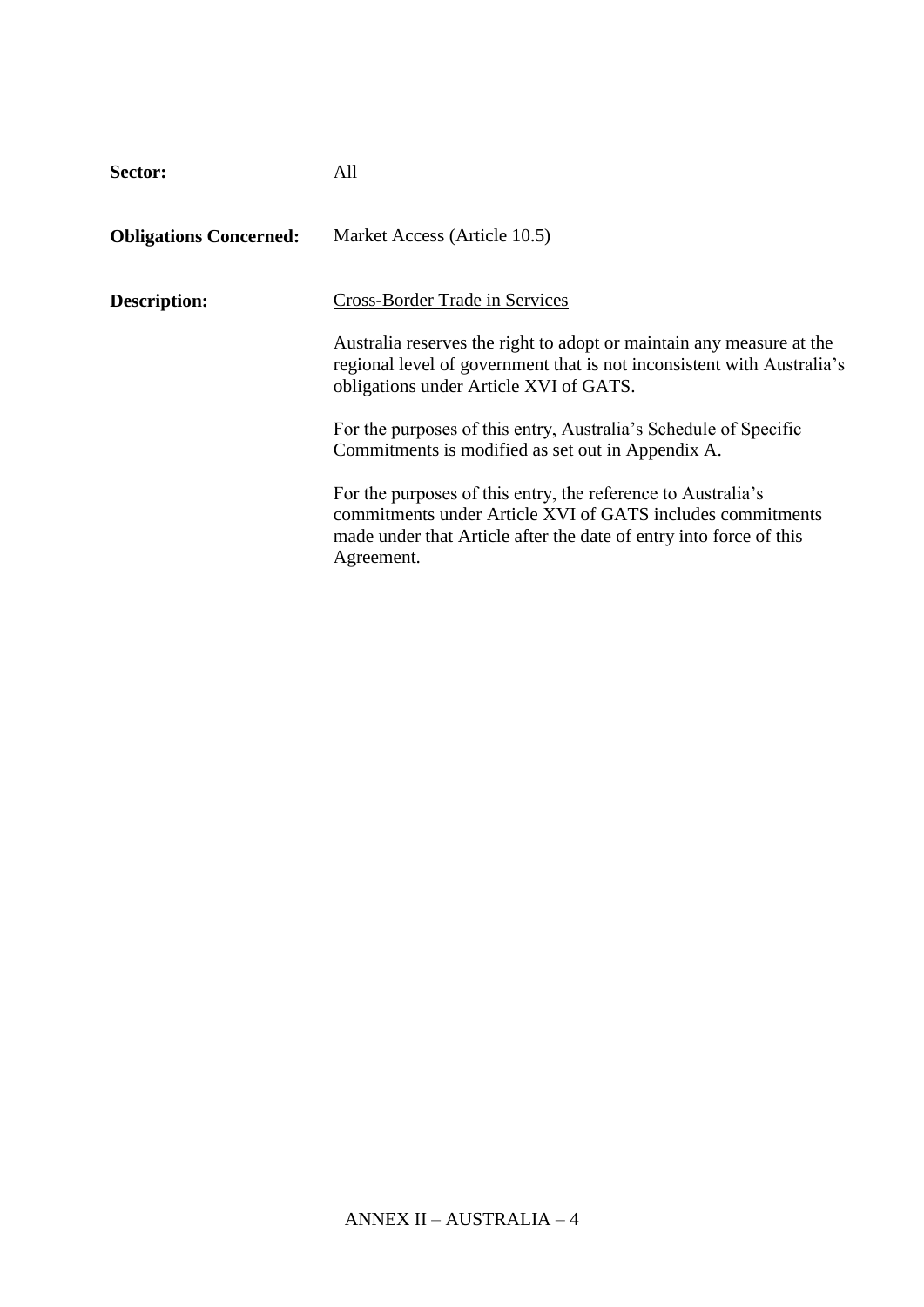**Sector:** All

**Obligations Concerned:** Market Access (Article 10.5)

**Description:** Cross-Border Trade in Services

Australia reserves the right to adopt or maintain any measure at the regional level of government that is not inconsistent with Australia's obligations under Article XVI of GATS.

For the purposes of this entry, Australia's Schedule of Specific Commitments is modified as set out in Appendix A.

For the purposes of this entry, the reference to Australia's commitments under Article XVI of GATS includes commitments made under that Article after the date of entry into force of this Agreement.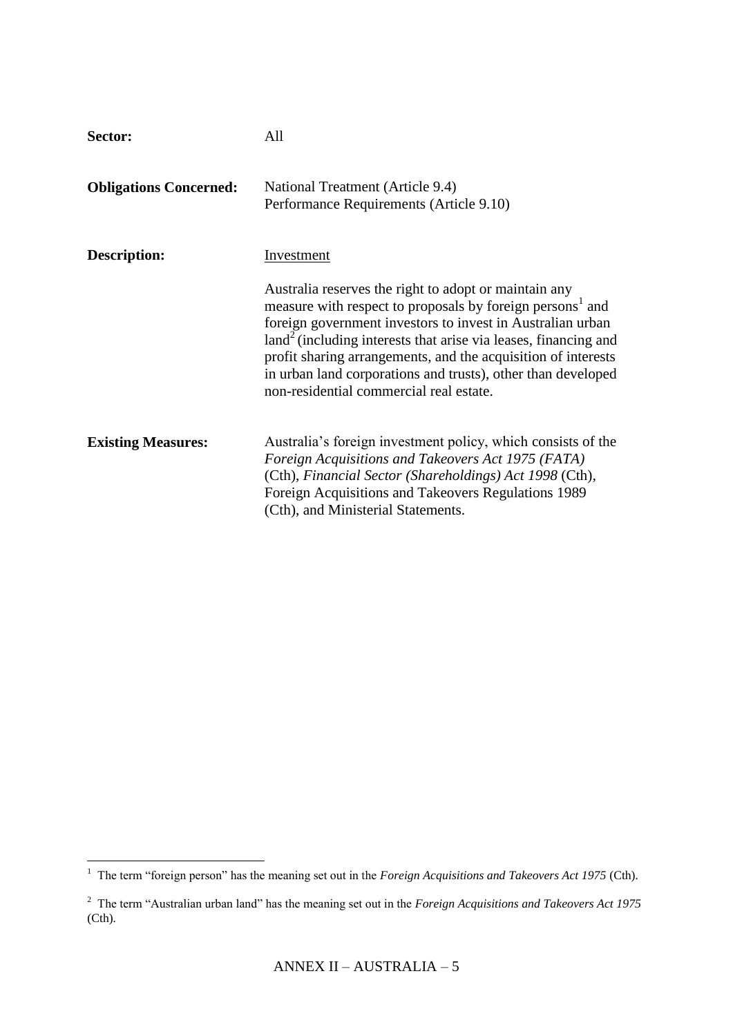**Sector:** All

**Obligations Concerned:** National Treatment (Article 9.4)
Performance Requirements (Article 9.10)

**Description:** Investment

Australia reserves the right to adopt or maintain any measure with respect to proposals by foreign persons[1] and foreign government investors to invest in Australian urban land[2] (including interests that arise via leases, financing and profit sharing arrangements, and the acquisition of interests in urban land corporations and trusts), other than developed non-residential commercial real estate.

**Existing Measures:** Australia's foreign investment policy, which consists of the *Foreign Acquisitions and Takeovers Act 1975 (FATA)* (Cth), *Financial Sector (Shareholdings) Act 1998* (Cth), Foreign Acquisitions and Takeovers Regulations 1989 (Cth), and Ministerial Statements.

---

[1] The term "foreign person" has the meaning set out in the *Foreign Acquisitions and Takeovers Act 1975* (Cth).

[2] The term "Australian urban land" has the meaning set out in the *Foreign Acquisitions and Takeovers Act 1975* (Cth).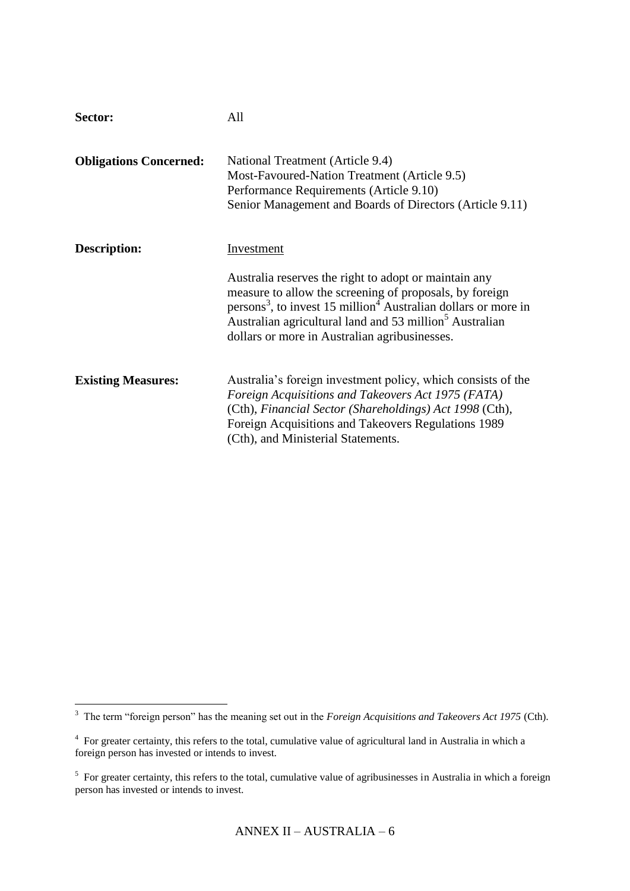**Sector:** All

**Obligations Concerned:** National Treatment (Article 9.4)
Most-Favoured-Nation Treatment (Article 9.5)
Performance Requirements (Article 9.10)
Senior Management and Boards of Directors (Article 9.11)

**Description:** Investment

Australia reserves the right to adopt or maintain any measure to allow the screening of proposals, by foreign persons[3], to invest 15 million[4] Australian dollars or more in Australian agricultural land and 53 million[5] Australian dollars or more in Australian agribusinesses.

**Existing Measures:** Australia's foreign investment policy, which consists of the *Foreign Acquisitions and Takeovers Act 1975 (FATA)* (Cth), *Financial Sector (Shareholdings) Act 1998* (Cth), Foreign Acquisitions and Takeovers Regulations 1989 (Cth), and Ministerial Statements.

---

[3] The term "foreign person" has the meaning set out in the *Foreign Acquisitions and Takeovers Act 1975* (Cth).

[4] For greater certainty, this refers to the total, cumulative value of agricultural land in Australia in which a foreign person has invested or intends to invest.

[5] For greater certainty, this refers to the total, cumulative value of agribusinesses in Australia in which a foreign person has invested or intends to invest.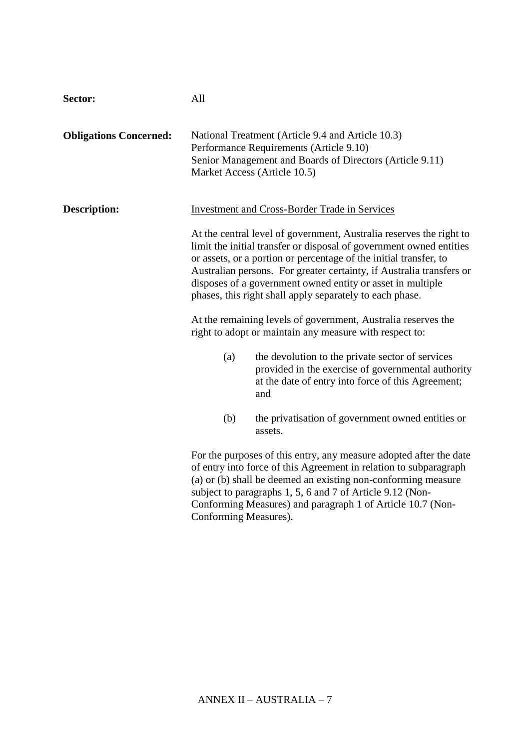**Sector:** All

**Obligations Concerned:** National Treatment (Article 9.4 and Article 10.3)
Performance Requirements (Article 9.10)
Senior Management and Boards of Directors (Article 9.11)
Market Access (Article 10.5)

**Description:** <u>Investment and Cross-Border Trade in Services</u>

At the central level of government, Australia reserves the right to limit the initial transfer or disposal of government owned entities or assets, or a portion or percentage of the initial transfer, to Australian persons. For greater certainty, if Australia transfers or disposes of a government owned entity or asset in multiple phases, this right shall apply separately to each phase.

At the remaining levels of government, Australia reserves the right to adopt or maintain any measure with respect to:

(a) the devolution to the private sector of services provided in the exercise of governmental authority at the date of entry into force of this Agreement; and

(b) the privatisation of government owned entities or assets.

For the purposes of this entry, any measure adopted after the date of entry into force of this Agreement in relation to subparagraph (a) or (b) shall be deemed an existing non-conforming measure subject to paragraphs 1, 5, 6 and 7 of Article 9.12 (Non-Conforming Measures) and paragraph 1 of Article 10.7 (Non-Conforming Measures).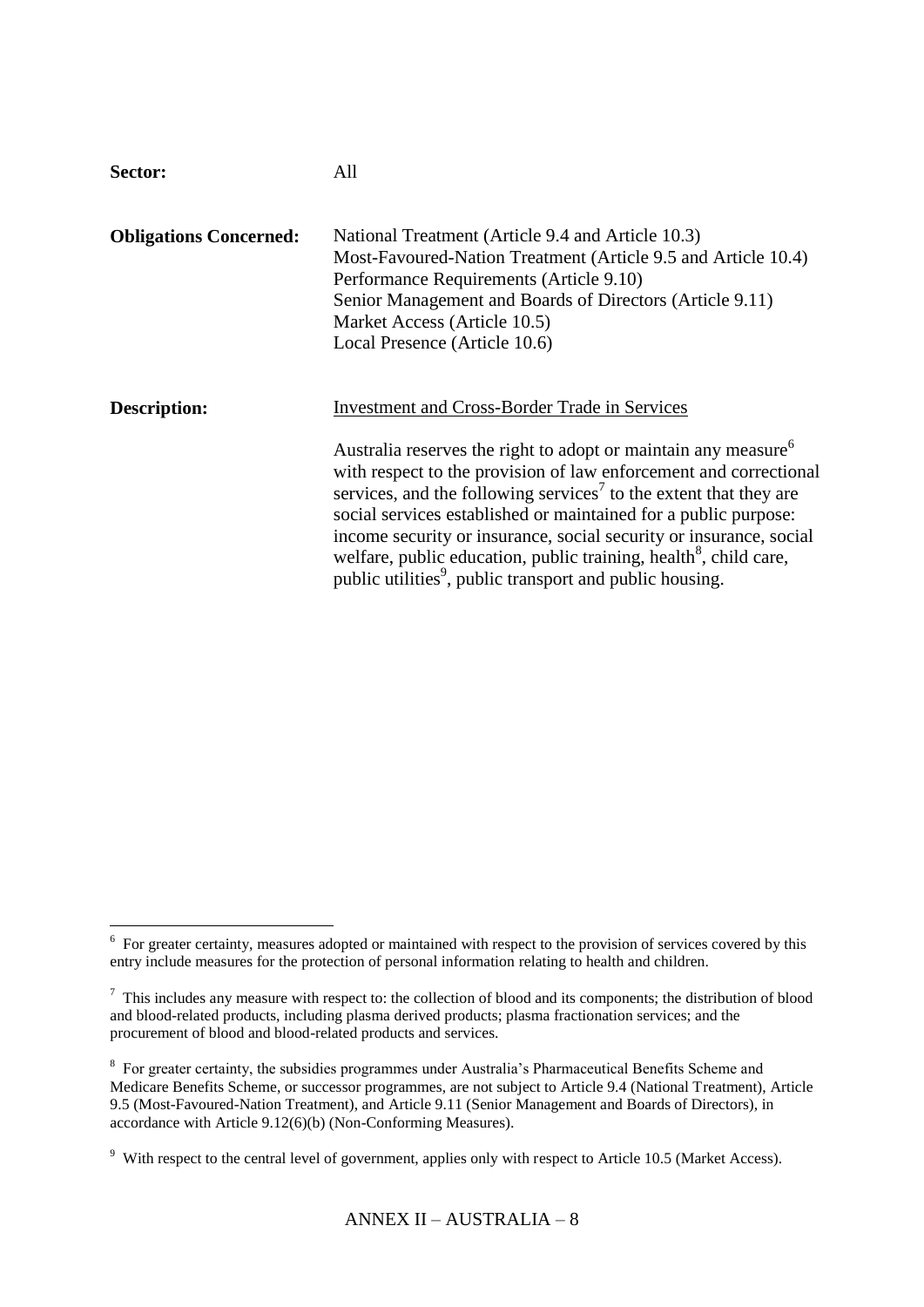**Sector:** All

**Obligations Concerned:** National Treatment (Article 9.4 and Article 10.3)
Most-Favoured-Nation Treatment (Article 9.5 and Article 10.4)
Performance Requirements (Article 9.10)
Senior Management and Boards of Directors (Article 9.11)
Market Access (Article 10.5)
Local Presence (Article 10.6)

**Description:** Investment and Cross-Border Trade in Services

Australia reserves the right to adopt or maintain any measure[6] with respect to the provision of law enforcement and correctional services, and the following services[7] to the extent that they are social services established or maintained for a public purpose: income security or insurance, social security or insurance, social welfare, public education, public training, health[8], child care, public utilities[9], public transport and public housing.

---

[6] For greater certainty, measures adopted or maintained with respect to the provision of services covered by this entry include measures for the protection of personal information relating to health and children.

[7] This includes any measure with respect to: the collection of blood and its components; the distribution of blood and blood-related products, including plasma derived products; plasma fractionation services; and the procurement of blood and blood-related products and services.

[8] For greater certainty, the subsidies programmes under Australia's Pharmaceutical Benefits Scheme and Medicare Benefits Scheme, or successor programmes, are not subject to Article 9.4 (National Treatment), Article 9.5 (Most-Favoured-Nation Treatment), and Article 9.11 (Senior Management and Boards of Directors), in accordance with Article 9.12(6)(b) (Non-Conforming Measures).

[9] With respect to the central level of government, applies only with respect to Article 10.5 (Market Access).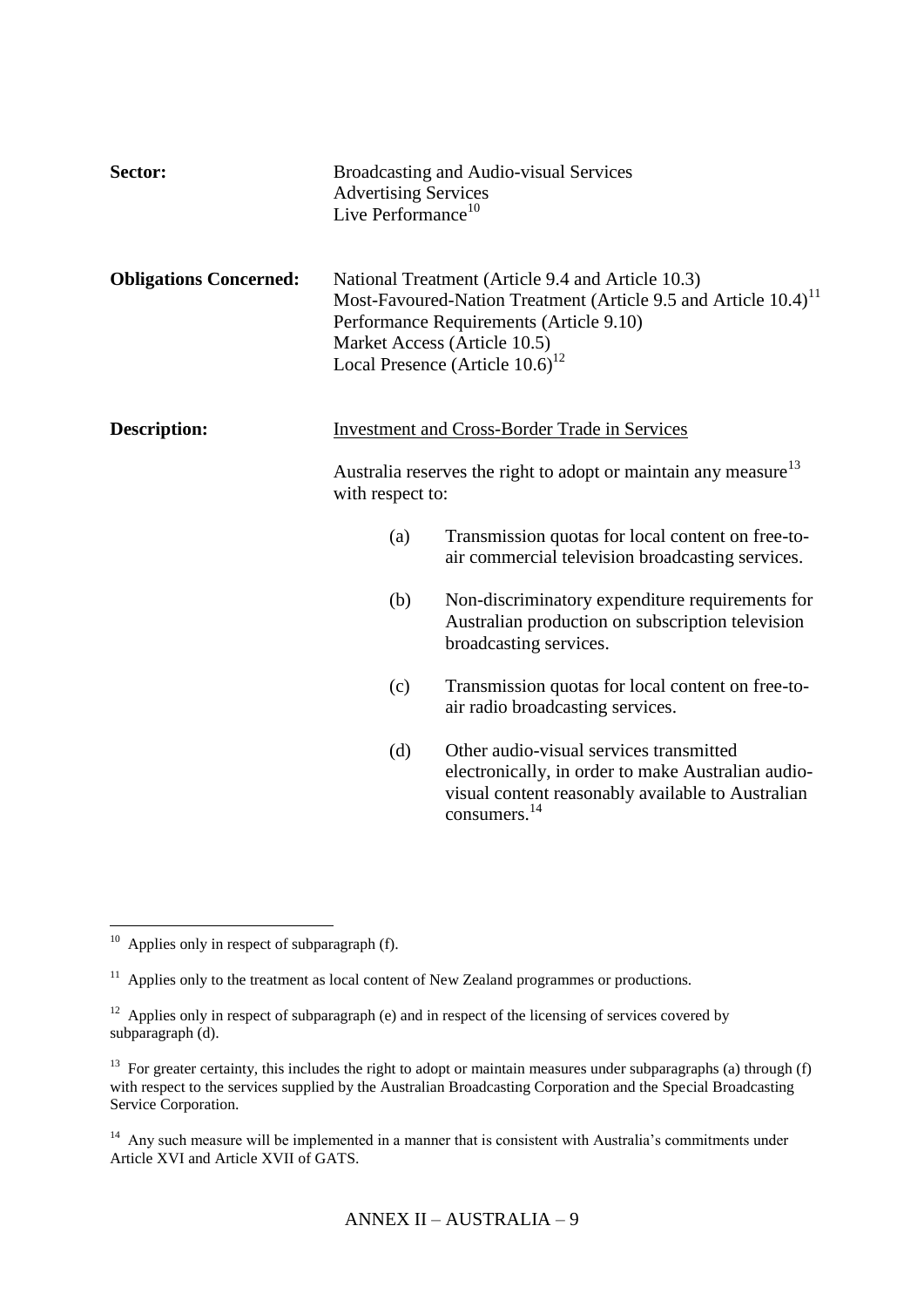**Sector:** Broadcasting and Audio-visual Services
Advertising Services
Live Performance[10]

**Obligations Concerned:** National Treatment (Article 9.4 and Article 10.3)
Most-Favoured-Nation Treatment (Article 9.5 and Article 10.4)[11]
Performance Requirements (Article 9.10)
Market Access (Article 10.5)
Local Presence (Article 10.6)[12]

**Description:** Investment and Cross-Border Trade in Services

Australia reserves the right to adopt or maintain any measure[13] with respect to:

(a) Transmission quotas for local content on free-to-air commercial television broadcasting services.

(b) Non-discriminatory expenditure requirements for Australian production on subscription television broadcasting services.

(c) Transmission quotas for local content on free-to-air radio broadcasting services.

(d) Other audio-visual services transmitted electronically, in order to make Australian audio-visual content reasonably available to Australian consumers.[14]

---

[10] Applies only in respect of subparagraph (f).

[11] Applies only to the treatment as local content of New Zealand programmes or productions.

[12] Applies only in respect of subparagraph (e) and in respect of the licensing of services covered by subparagraph (d).

[13] For greater certainty, this includes the right to adopt or maintain measures under subparagraphs (a) through (f) with respect to the services supplied by the Australian Broadcasting Corporation and the Special Broadcasting Service Corporation.

[14] Any such measure will be implemented in a manner that is consistent with Australia's commitments under Article XVI and Article XVII of GATS.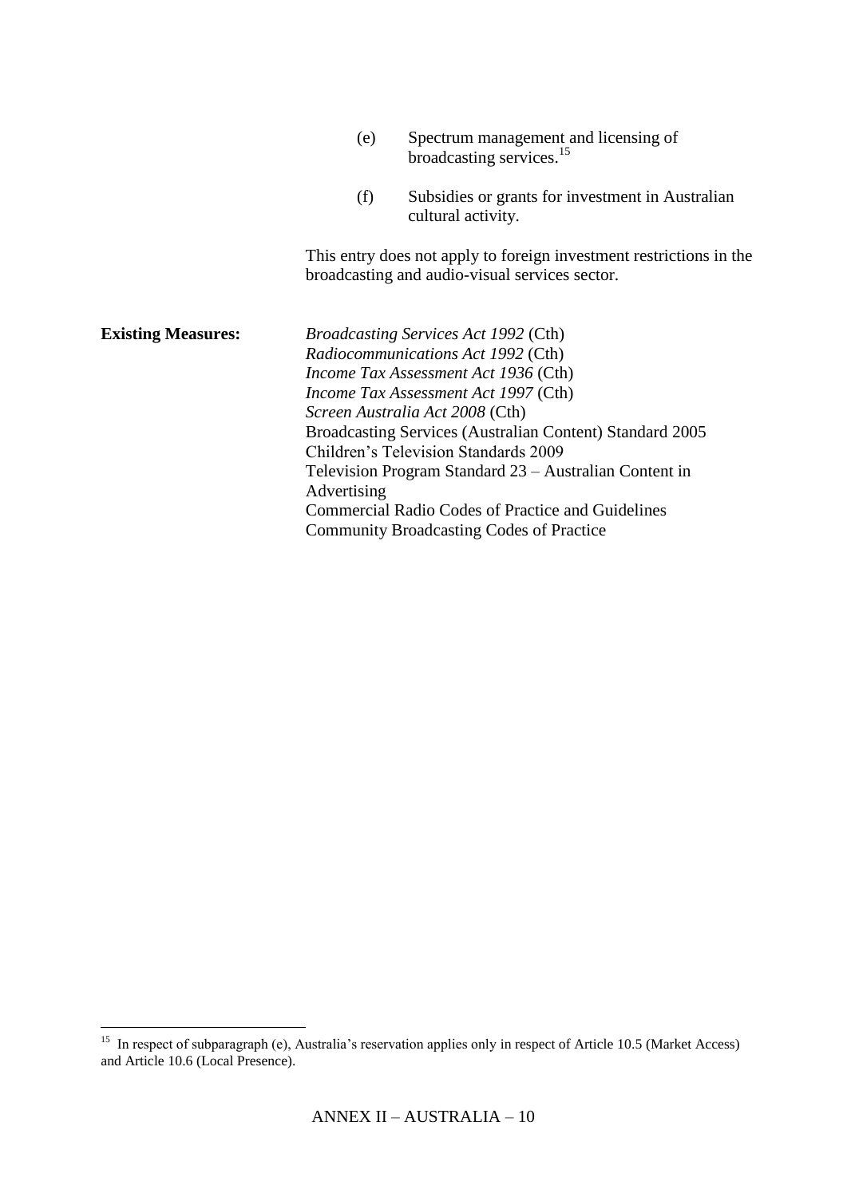(e) Spectrum management and licensing of broadcasting services.[15]

(f) Subsidies or grants for investment in Australian cultural activity.

This entry does not apply to foreign investment restrictions in the broadcasting and audio-visual services sector.

**Existing Measures:**

*Broadcasting Services Act 1992* (Cth)
*Radiocommunications Act 1992* (Cth)
*Income Tax Assessment Act 1936* (Cth)
*Income Tax Assessment Act 1997* (Cth)
*Screen Australia Act 2008* (Cth)
Broadcasting Services (Australian Content) Standard 2005
Children's Television Standards 2009
Television Program Standard 23 – Australian Content in Advertising
Commercial Radio Codes of Practice and Guidelines
Community Broadcasting Codes of Practice

---

[15] In respect of subparagraph (e), Australia's reservation applies only in respect of Article 10.5 (Market Access) and Article 10.6 (Local Presence).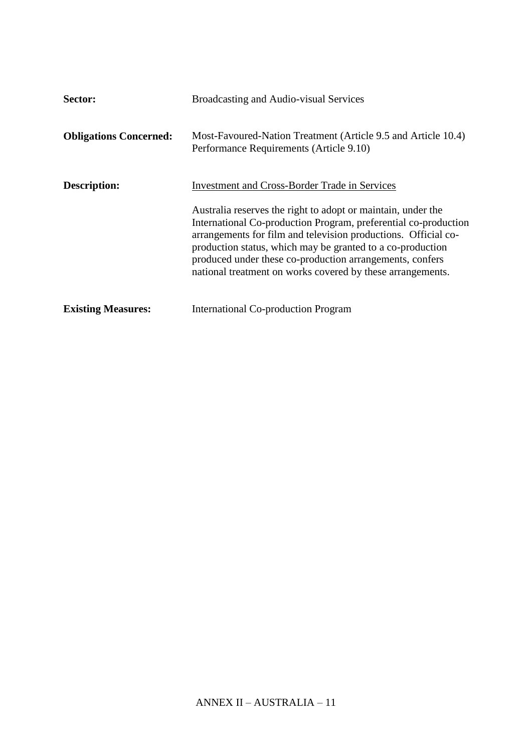**Sector:** Broadcasting and Audio-visual Services

**Obligations Concerned:** Most-Favoured-Nation Treatment (Article 9.5 and Article 10.4)
Performance Requirements (Article 9.10)

**Description:** <u>Investment and Cross-Border Trade in Services</u>

Australia reserves the right to adopt or maintain, under the International Co-production Program, preferential co-production arrangements for film and television productions. Official co-production status, which may be granted to a co-production produced under these co-production arrangements, confers national treatment on works covered by these arrangements.

**Existing Measures:** International Co-production Program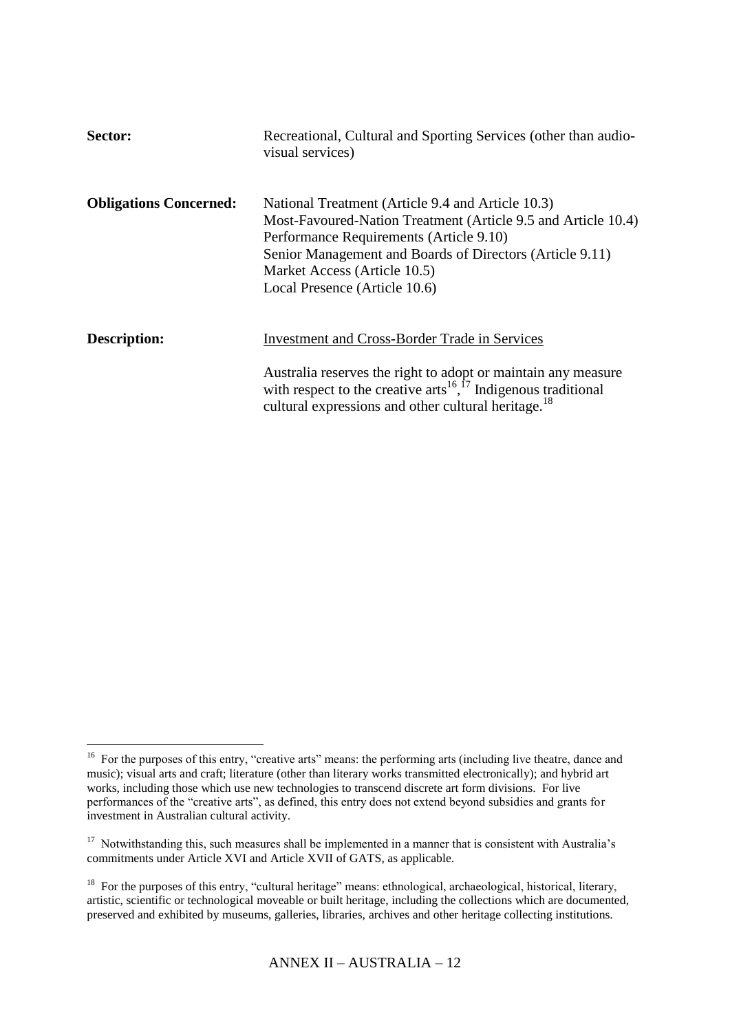**Sector:** Recreational, Cultural and Sporting Services (other than audio-visual services)

**Obligations Concerned:** National Treatment (Article 9.4 and Article 10.3)
Most-Favoured-Nation Treatment (Article 9.5 and Article 10.4)
Performance Requirements (Article 9.10)
Senior Management and Boards of Directors (Article 9.11)
Market Access (Article 10.5)
Local Presence (Article 10.6)

**Description:** Investment and Cross-Border Trade in Services

Australia reserves the right to adopt or maintain any measure with respect to the creative arts[16],[17] Indigenous traditional cultural expressions and other cultural heritage.[18]

---

[16] For the purposes of this entry, "creative arts" means: the performing arts (including live theatre, dance and music); visual arts and craft; literature (other than literary works transmitted electronically); and hybrid art works, including those which use new technologies to transcend discrete art form divisions. For live performances of the "creative arts", as defined, this entry does not extend beyond subsidies and grants for investment in Australian cultural activity.

[17] Notwithstanding this, such measures shall be implemented in a manner that is consistent with Australia's commitments under Article XVI and Article XVII of GATS, as applicable.

[18] For the purposes of this entry, "cultural heritage" means: ethnological, archaeological, historical, literary, artistic, scientific or technological moveable or built heritage, including the collections which are documented, preserved and exhibited by museums, galleries, libraries, archives and other heritage collecting institutions.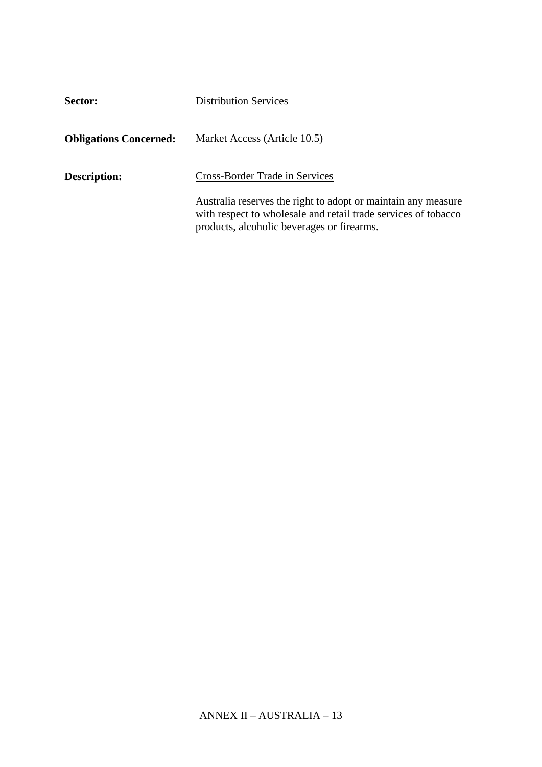**Sector:** Distribution Services

**Obligations Concerned:** Market Access (Article 10.5)

**Description:** <u>Cross-Border Trade in Services</u>

Australia reserves the right to adopt or maintain any measure with respect to wholesale and retail trade services of tobacco products, alcoholic beverages or firearms.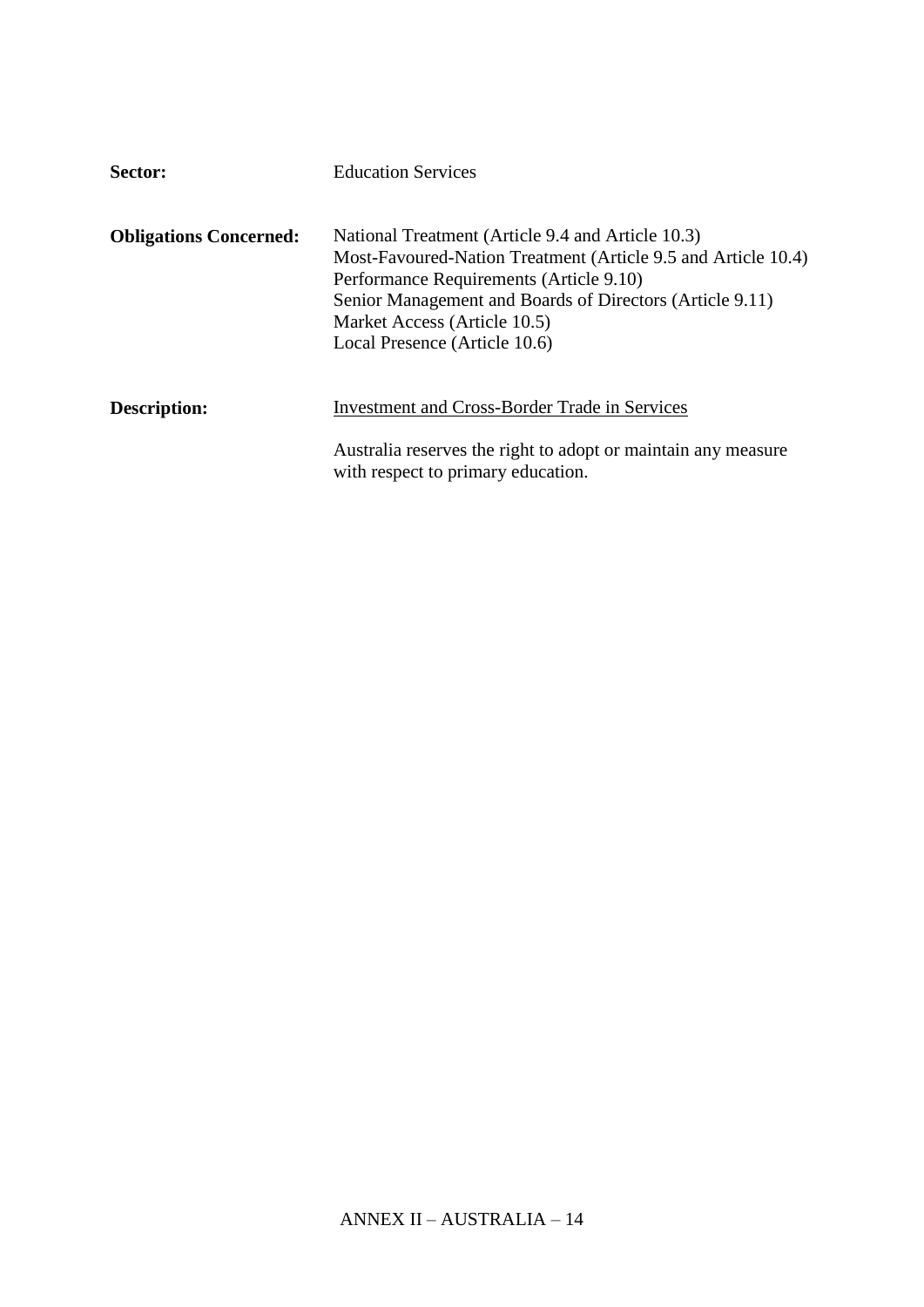**Sector:** Education Services

**Obligations Concerned:** National Treatment (Article 9.4 and Article 10.3)
Most-Favoured-Nation Treatment (Article 9.5 and Article 10.4)
Performance Requirements (Article 9.10)
Senior Management and Boards of Directors (Article 9.11)
Market Access (Article 10.5)
Local Presence (Article 10.6)

**Description:** Investment and Cross-Border Trade in Services

Australia reserves the right to adopt or maintain any measure with respect to primary education.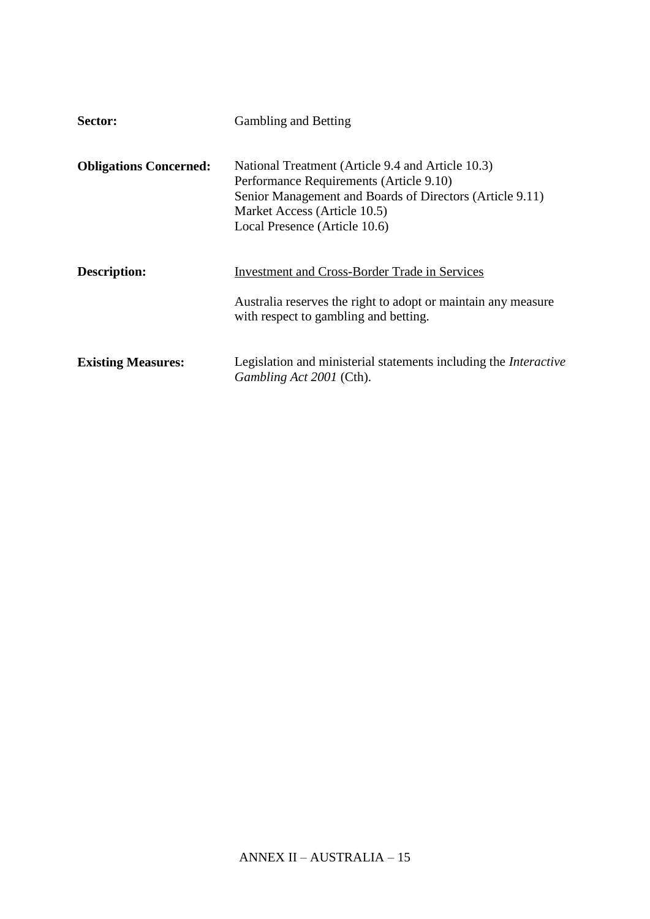**Sector:** Gambling and Betting

**Obligations Concerned:** National Treatment (Article 9.4 and Article 10.3)
Performance Requirements (Article 9.10)
Senior Management and Boards of Directors (Article 9.11)
Market Access (Article 10.5)
Local Presence (Article 10.6)

**Description:** Investment and Cross-Border Trade in Services

Australia reserves the right to adopt or maintain any measure with respect to gambling and betting.

**Existing Measures:** Legislation and ministerial statements including the *Interactive Gambling Act 2001* (Cth).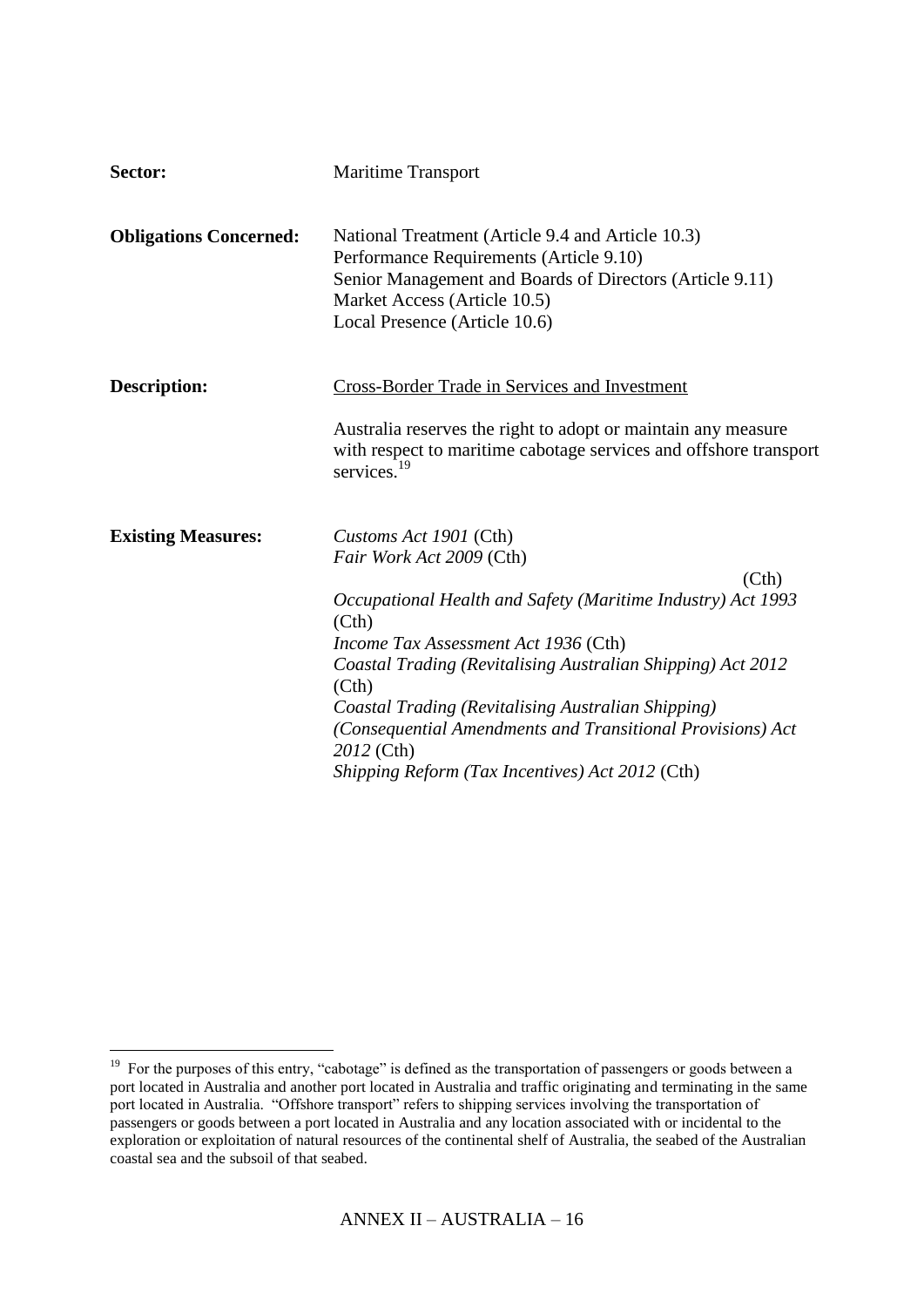**Sector:** Maritime Transport

**Obligations Concerned:** National Treatment (Article 9.4 and Article 10.3)
Performance Requirements (Article 9.10)
Senior Management and Boards of Directors (Article 9.11)
Market Access (Article 10.5)
Local Presence (Article 10.6)

**Description:** Cross-Border Trade in Services and Investment

Australia reserves the right to adopt or maintain any measure with respect to maritime cabotage services and offshore transport services.[19]

**Existing Measures:** *Customs Act 1901* (Cth)
*Fair Work Act 2009* (Cth)
(Cth)
*Occupational Health and Safety (Maritime Industry) Act 1993* (Cth)
*Income Tax Assessment Act 1936* (Cth)
*Coastal Trading (Revitalising Australian Shipping) Act 2012* (Cth)
*Coastal Trading (Revitalising Australian Shipping) (Consequential Amendments and Transitional Provisions) Act 2012* (Cth)
*Shipping Reform (Tax Incentives) Act 2012* (Cth)

---

[19] For the purposes of this entry, "cabotage" is defined as the transportation of passengers or goods between a port located in Australia and another port located in Australia and traffic originating and terminating in the same port located in Australia. "Offshore transport" refers to shipping services involving the transportation of passengers or goods between a port located in Australia and any location associated with or incidental to the exploration or exploitation of natural resources of the continental shelf of Australia, the seabed of the Australian coastal sea and the subsoil of that seabed.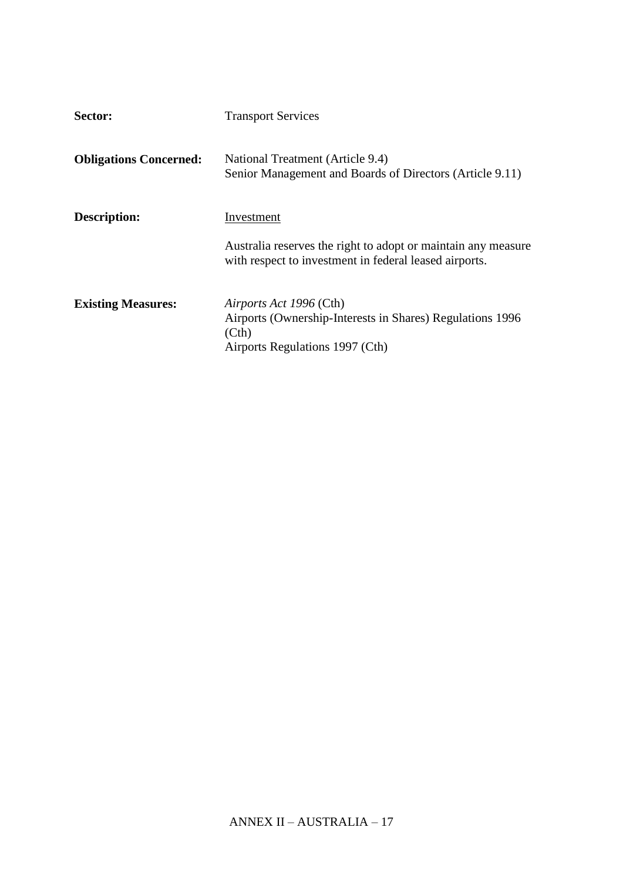**Sector:** Transport Services

**Obligations Concerned:** National Treatment (Article 9.4)
Senior Management and Boards of Directors (Article 9.11)

**Description:** Investment

Australia reserves the right to adopt or maintain any measure with respect to investment in federal leased airports.

**Existing Measures:** *Airports Act 1996* (Cth)
Airports (Ownership-Interests in Shares) Regulations 1996 (Cth)
Airports Regulations 1997 (Cth)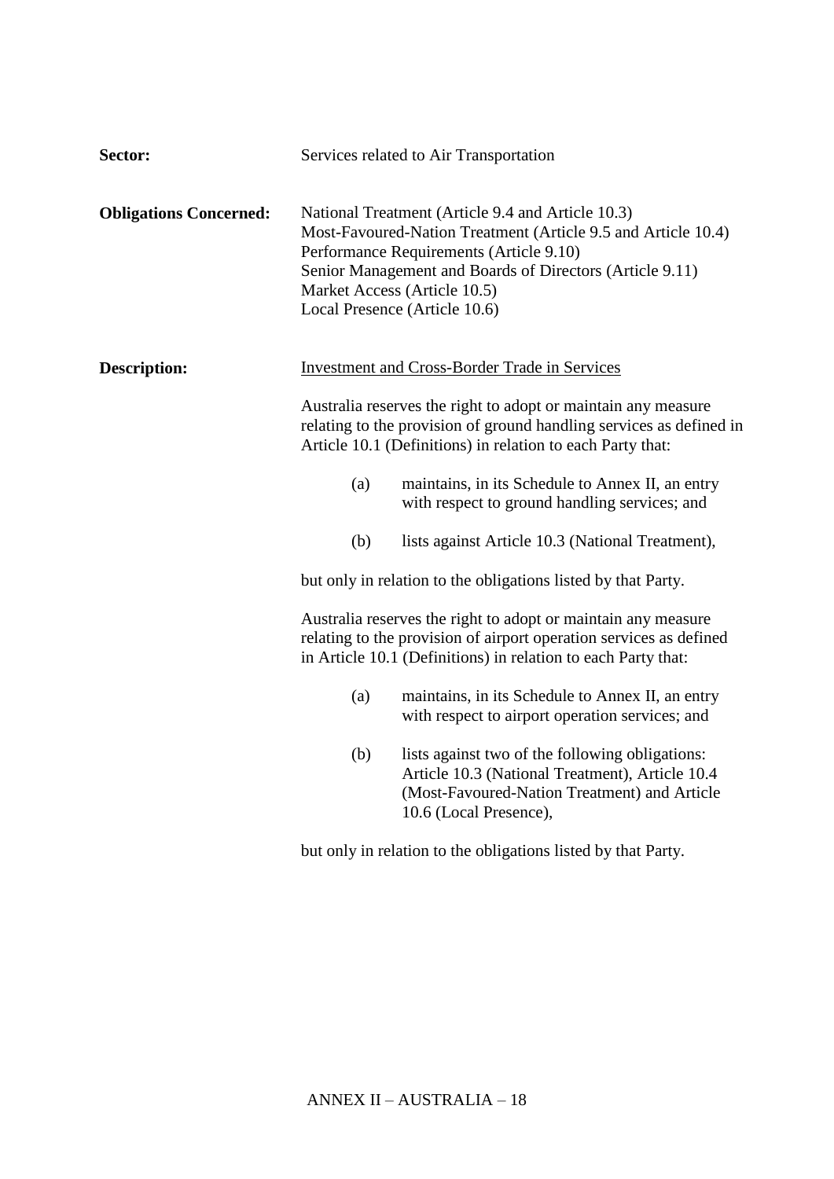**Sector:** Services related to Air Transportation

**Obligations Concerned:** National Treatment (Article 9.4 and Article 10.3)
Most-Favoured-Nation Treatment (Article 9.5 and Article 10.4)
Performance Requirements (Article 9.10)
Senior Management and Boards of Directors (Article 9.11)
Market Access (Article 10.5)
Local Presence (Article 10.6)

**Description:** <u>Investment and Cross-Border Trade in Services</u>

Australia reserves the right to adopt or maintain any measure relating to the provision of ground handling services as defined in Article 10.1 (Definitions) in relation to each Party that:

(a) maintains, in its Schedule to Annex II, an entry with respect to ground handling services; and

(b) lists against Article 10.3 (National Treatment),

but only in relation to the obligations listed by that Party.

Australia reserves the right to adopt or maintain any measure relating to the provision of airport operation services as defined in Article 10.1 (Definitions) in relation to each Party that:

(a) maintains, in its Schedule to Annex II, an entry with respect to airport operation services; and

(b) lists against two of the following obligations: Article 10.3 (National Treatment), Article 10.4 (Most-Favoured-Nation Treatment) and Article 10.6 (Local Presence),

but only in relation to the obligations listed by that Party.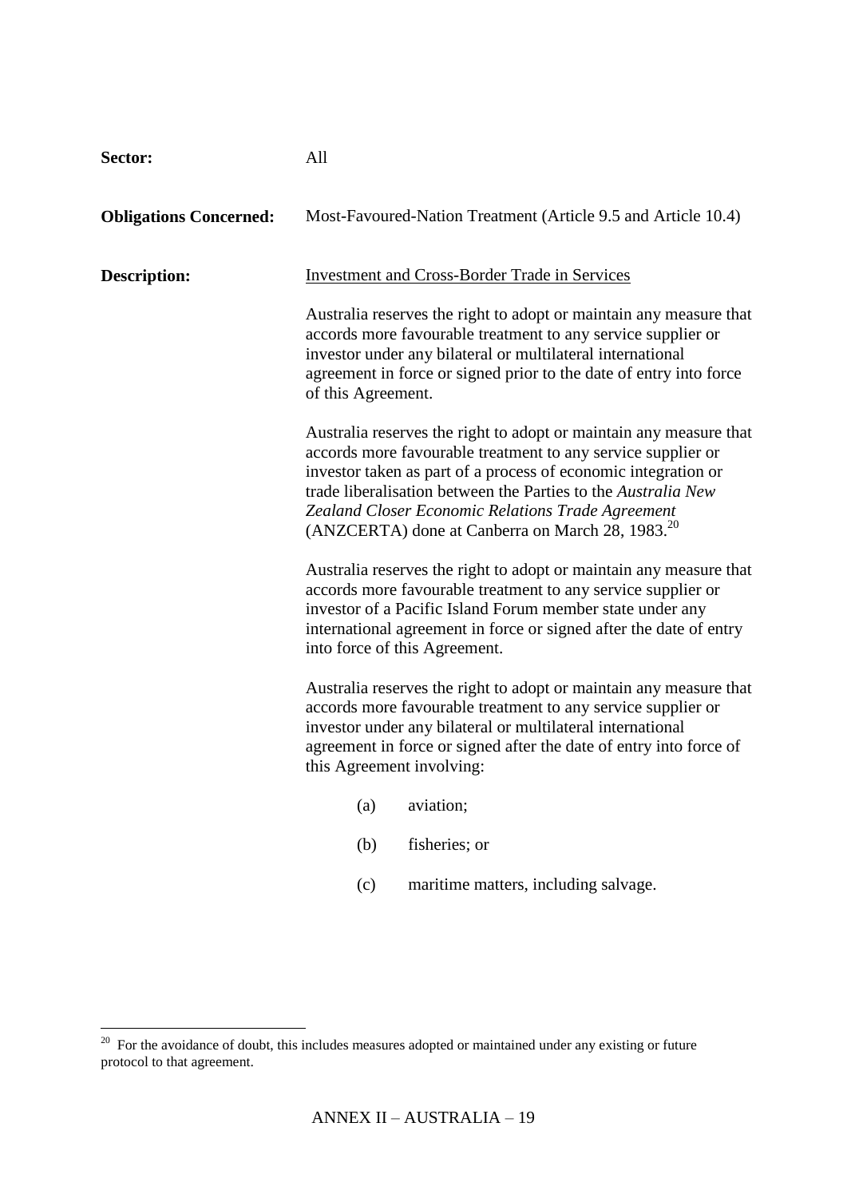**Sector:** All

**Obligations Concerned:** Most-Favoured-Nation Treatment (Article 9.5 and Article 10.4)

**Description:** <u>Investment and Cross-Border Trade in Services</u>

Australia reserves the right to adopt or maintain any measure that accords more favourable treatment to any service supplier or investor under any bilateral or multilateral international agreement in force or signed prior to the date of entry into force of this Agreement.

Australia reserves the right to adopt or maintain any measure that accords more favourable treatment to any service supplier or investor taken as part of a process of economic integration or trade liberalisation between the Parties to the *Australia New Zealand Closer Economic Relations Trade Agreement* (ANZCERTA) done at Canberra on March 28, 1983.[20]

Australia reserves the right to adopt or maintain any measure that accords more favourable treatment to any service supplier or investor of a Pacific Island Forum member state under any international agreement in force or signed after the date of entry into force of this Agreement.

Australia reserves the right to adopt or maintain any measure that accords more favourable treatment to any service supplier or investor under any bilateral or multilateral international agreement in force or signed after the date of entry into force of this Agreement involving:

(a) aviation;

(b) fisheries; or

(c) maritime matters, including salvage.

---

[20] For the avoidance of doubt, this includes measures adopted or maintained under any existing or future protocol to that agreement.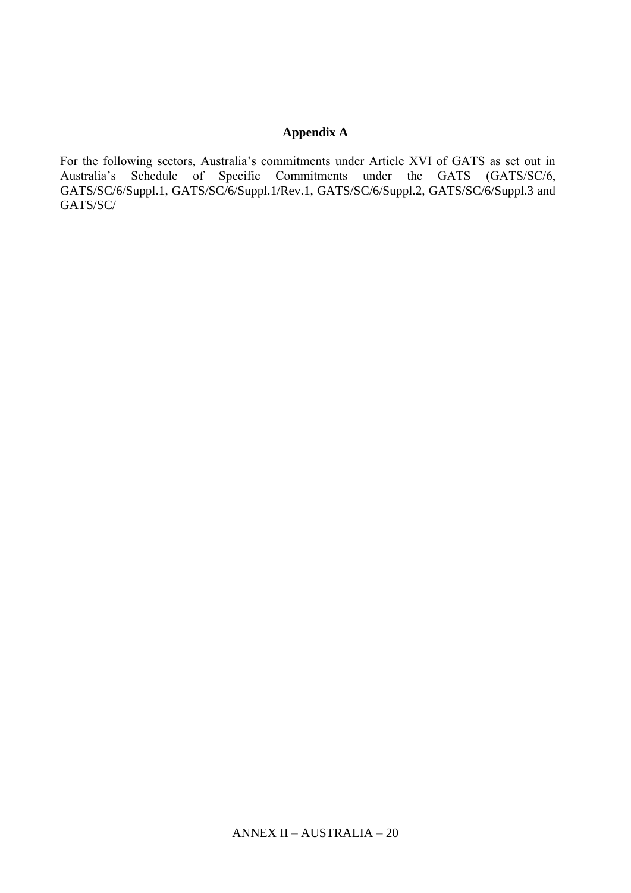# Appendix A

For the following sectors, Australia's commitments under Article XVI of GATS as set out in Australia's Schedule of Specific Commitments under the GATS (GATS/SC/6, GATS/SC/6/Suppl.1, GATS/SC/6/Suppl.1/Rev.1, GATS/SC/6/Suppl.2, GATS/SC/6/Suppl.3 and GATS/SC/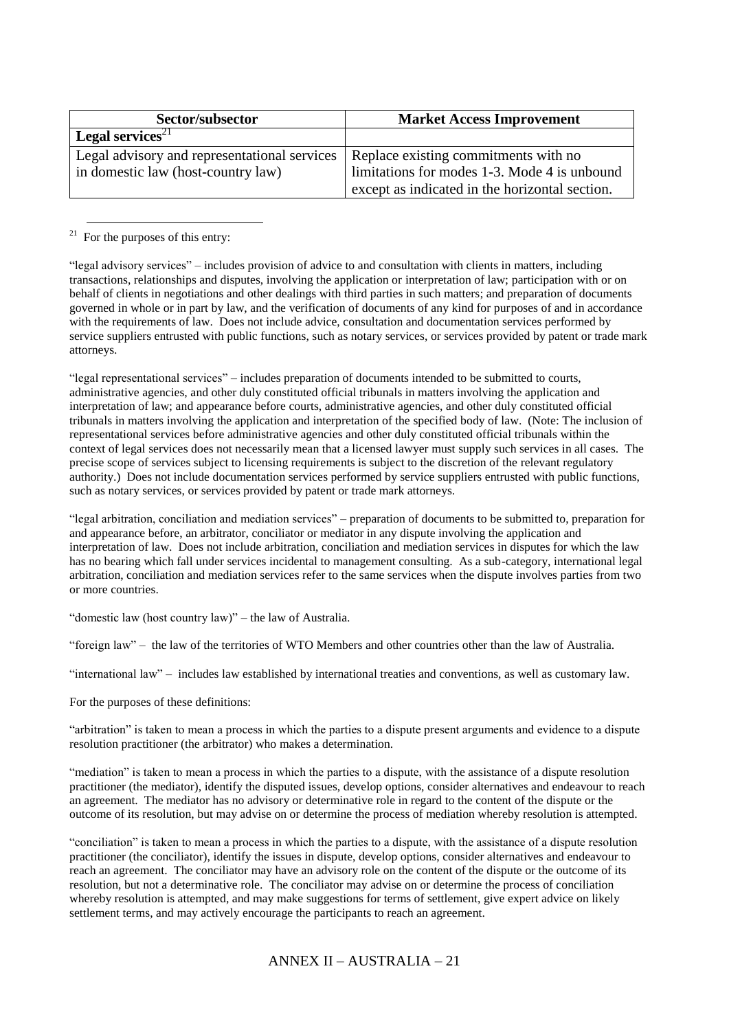| Sector/subsector | Market Access Improvement |
| --- | --- |
| **Legal services**[21] | |
| Legal advisory and representational services in domestic law (host-country law) | Replace existing commitments with no limitations for modes 1-3. Mode 4 is unbound except as indicated in the horizontal section. |

[21] For the purposes of this entry:

"legal advisory services" – includes provision of advice to and consultation with clients in matters, including transactions, relationships and disputes, involving the application or interpretation of law; participation with or on behalf of clients in negotiations and other dealings with third parties in such matters; and preparation of documents governed in whole or in part by law, and the verification of documents of any kind for purposes of and in accordance with the requirements of law. Does not include advice, consultation and documentation services performed by service suppliers entrusted with public functions, such as notary services, or services provided by patent or trade mark attorneys.

"legal representational services" – includes preparation of documents intended to be submitted to courts, administrative agencies, and other duly constituted official tribunals in matters involving the application and interpretation of law; and appearance before courts, administrative agencies, and other duly constituted official tribunals in matters involving the application and interpretation of the specified body of law. (Note: The inclusion of representational services before administrative agencies and other duly constituted official tribunals within the context of legal services does not necessarily mean that a licensed lawyer must supply such services in all cases. The precise scope of services subject to licensing requirements is subject to the discretion of the relevant regulatory authority.) Does not include documentation services performed by service suppliers entrusted with public functions, such as notary services, or services provided by patent or trade mark attorneys.

"legal arbitration, conciliation and mediation services" – preparation of documents to be submitted to, preparation for and appearance before, an arbitrator, conciliator or mediator in any dispute involving the application and interpretation of law. Does not include arbitration, conciliation and mediation services in disputes for which the law has no bearing which fall under services incidental to management consulting. As a sub-category, international legal arbitration, conciliation and mediation services refer to the same services when the dispute involves parties from two or more countries.

"domestic law (host country law)" – the law of Australia.

"foreign law" – the law of the territories of WTO Members and other countries other than the law of Australia.

"international law" – includes law established by international treaties and conventions, as well as customary law.

For the purposes of these definitions:

"arbitration" is taken to mean a process in which the parties to a dispute present arguments and evidence to a dispute resolution practitioner (the arbitrator) who makes a determination.

"mediation" is taken to mean a process in which the parties to a dispute, with the assistance of a dispute resolution practitioner (the mediator), identify the disputed issues, develop options, consider alternatives and endeavour to reach an agreement. The mediator has no advisory or determinative role in regard to the content of the dispute or the outcome of its resolution, but may advise on or determine the process of mediation whereby resolution is attempted.

"conciliation" is taken to mean a process in which the parties to a dispute, with the assistance of a dispute resolution practitioner (the conciliator), identify the issues in dispute, develop options, consider alternatives and endeavour to reach an agreement. The conciliator may have an advisory role on the content of the dispute or the outcome of its resolution, but not a determinative role. The conciliator may advise on or determine the process of conciliation whereby resolution is attempted, and may make suggestions for terms of settlement, give expert advice on likely settlement terms, and may actively encourage the participants to reach an agreement.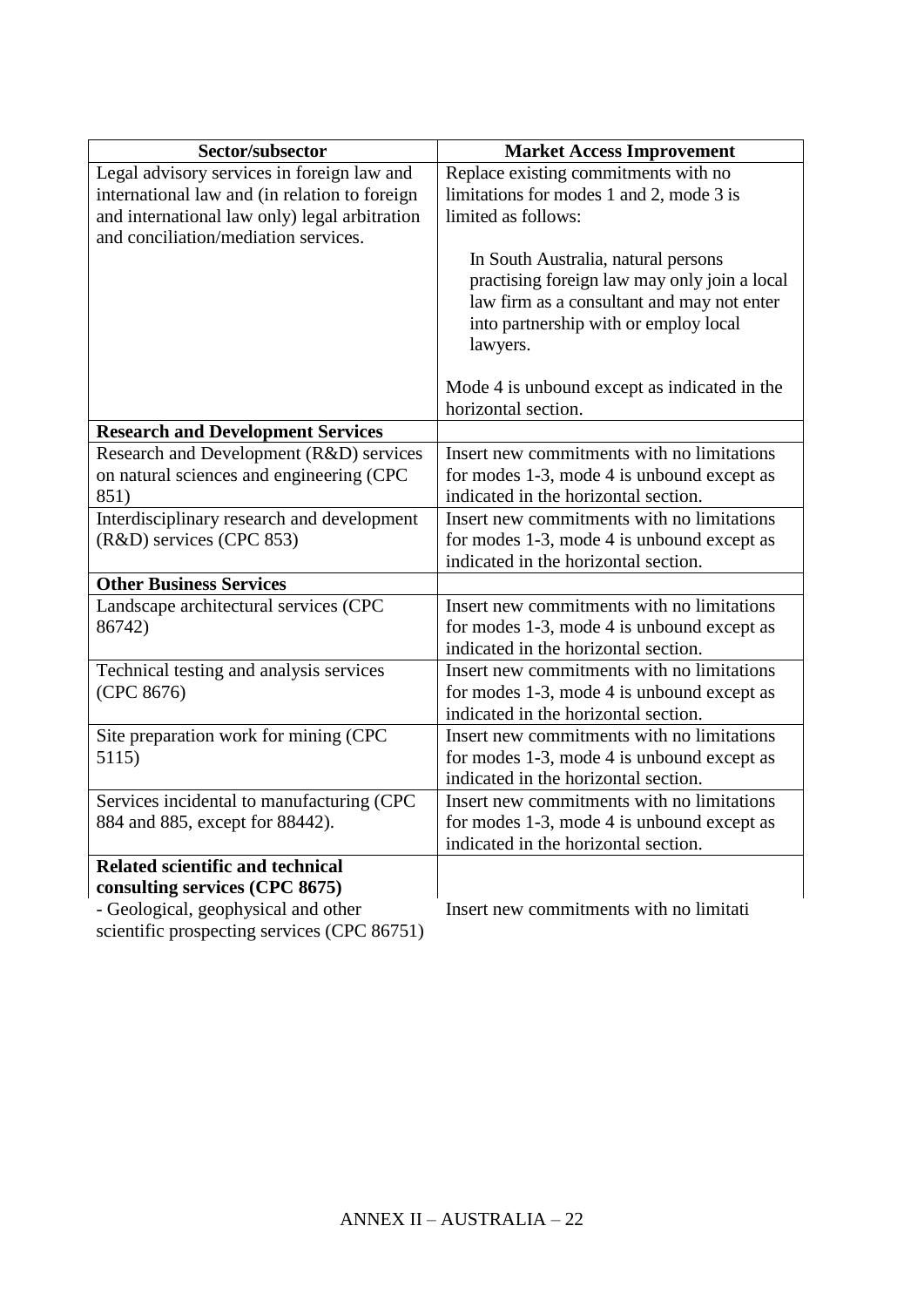| Sector/subsector | Market Access Improvement |
|---|---|
| Legal advisory services in foreign law and international law and (in relation to foreign and international law only) legal arbitration and conciliation/mediation services. | Replace existing commitments with no limitations for modes 1 and 2, mode 3 is limited as follows:<br><br>In South Australia, natural persons practising foreign law may only join a local law firm as a consultant and may not enter into partnership with or employ local lawyers.<br><br>Mode 4 is unbound except as indicated in the horizontal section. |
| **Research and Development Services** | |
| Research and Development (R&D) services on natural sciences and engineering (CPC 851) | Insert new commitments with no limitations for modes 1-3, mode 4 is unbound except as indicated in the horizontal section. |
| Interdisciplinary research and development (R&D) services (CPC 853) | Insert new commitments with no limitations for modes 1-3, mode 4 is unbound except as indicated in the horizontal section. |
| **Other Business Services** | |
| Landscape architectural services (CPC 86742) | Insert new commitments with no limitations for modes 1-3, mode 4 is unbound except as indicated in the horizontal section. |
| Technical testing and analysis services (CPC 8676) | Insert new commitments with no limitations for modes 1-3, mode 4 is unbound except as indicated in the horizontal section. |
| Site preparation work for mining (CPC 5115) | Insert new commitments with no limitations for modes 1-3, mode 4 is unbound except as indicated in the horizontal section. |
| Services incidental to manufacturing (CPC 884 and 885, except for 88442). | Insert new commitments with no limitations for modes 1-3, mode 4 is unbound except as indicated in the horizontal section. |
| **Related scientific and technical consulting services (CPC 8675)** | |
| - Geological, geophysical and other scientific prospecting services (CPC 86751) | Insert new commitments with no limitati |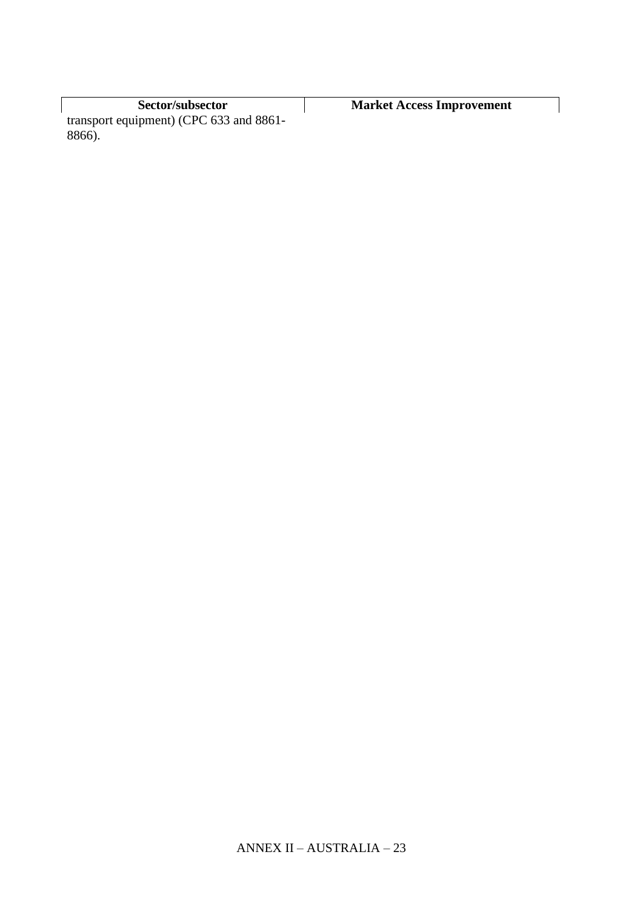| Sector/subsector | Market Access Improvement |
| --- | --- |
| transport equipment) (CPC 633 and 8861-8866). | |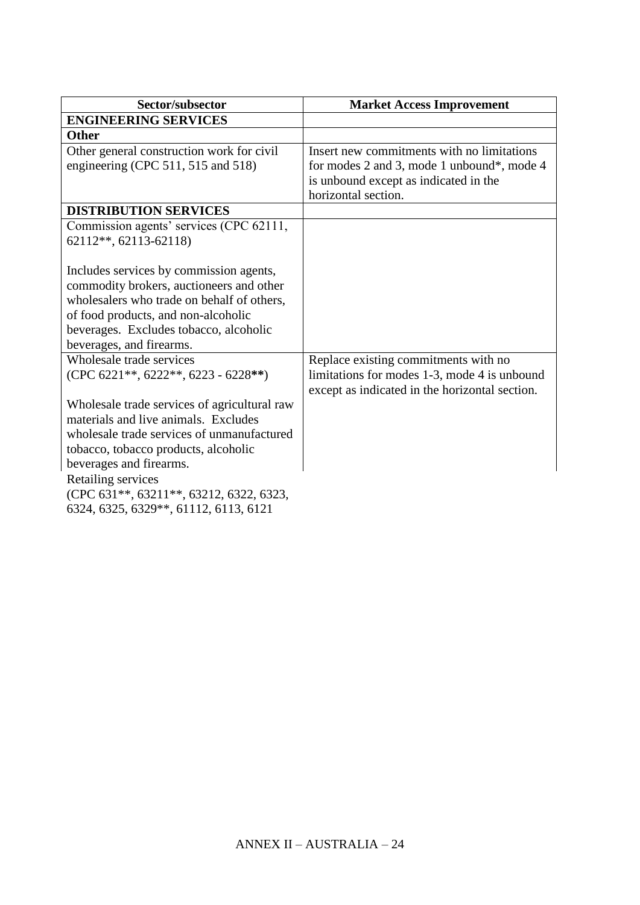| Sector/subsector | Market Access Improvement |
| --- | --- |
| **ENGINEERING SERVICES** | |
| **Other** | |
| Other general construction work for civil engineering (CPC 511, 515 and 518) | Insert new commitments with no limitations for modes 2 and 3, mode 1 unbound*, mode 4 is unbound except as indicated in the horizontal section. |
| **DISTRIBUTION SERVICES** | |
| Commission agents' services (CPC 62111, 62112**, 62113-62118)<br><br>Includes services by commission agents, commodity brokers, auctioneers and other wholesalers who trade on behalf of others, of food products, and non-alcoholic beverages. Excludes tobacco, alcoholic beverages, and firearms. | |
| Wholesale trade services (CPC 6221**, 6222**, 6223 - 6228**)<br><br>Wholesale trade services of agricultural raw materials and live animals. Excludes wholesale trade services of unmanufactured tobacco, tobacco products, alcoholic beverages and firearms. | Replace existing commitments with no limitations for modes 1-3, mode 4 is unbound except as indicated in the horizontal section. |
| Retailing services<br>(CPC 631**, 63211**, 63212, 6322, 6323, 6324, 6325, 6329**, 61112, 6113, 6121 | |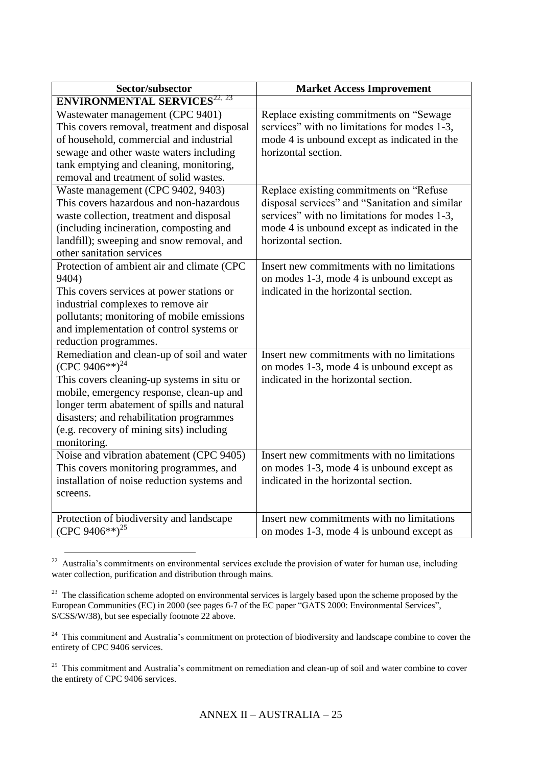| Sector/subsector | Market Access Improvement |
|---|---|
| **ENVIRONMENTAL SERVICES**[22, 23] | |
| Wastewater management (CPC 9401)<br>This covers removal, treatment and disposal of household, commercial and industrial sewage and other waste waters including tank emptying and cleaning, monitoring, removal and treatment of solid wastes. | Replace existing commitments on "Sewage services" with no limitations for modes 1-3, mode 4 is unbound except as indicated in the horizontal section. |
| Waste management (CPC 9402, 9403)<br>This covers hazardous and non-hazardous waste collection, treatment and disposal (including incineration, composting and landfill); sweeping and snow removal, and other sanitation services | Replace existing commitments on "Refuse disposal services" and "Sanitation and similar services" with no limitations for modes 1-3, mode 4 is unbound except as indicated in the horizontal section. |
| Protection of ambient air and climate (CPC 9404)<br>This covers services at power stations or industrial complexes to remove air pollutants; monitoring of mobile emissions and implementation of control systems or reduction programmes. | Insert new commitments with no limitations on modes 1-3, mode 4 is unbound except as indicated in the horizontal section. |
| Remediation and clean-up of soil and water (CPC 9406**)[24]<br>This covers cleaning-up systems in situ or mobile, emergency response, clean-up and longer term abatement of spills and natural disasters; and rehabilitation programmes (e.g. recovery of mining sits) including monitoring. | Insert new commitments with no limitations on modes 1-3, mode 4 is unbound except as indicated in the horizontal section. |
| Noise and vibration abatement (CPC 9405)<br>This covers monitoring programmes, and installation of noise reduction systems and screens. | Insert new commitments with no limitations on modes 1-3, mode 4 is unbound except as indicated in the horizontal section. |
| Protection of biodiversity and landscape (CPC 9406**)[25] | Insert new commitments with no limitations on modes 1-3, mode 4 is unbound except as |

[22] Australia's commitments on environmental services exclude the provision of water for human use, including water collection, purification and distribution through mains.

[23] The classification scheme adopted on environmental services is largely based upon the scheme proposed by the European Communities (EC) in 2000 (see pages 6-7 of the EC paper "GATS 2000: Environmental Services", S/CSS/W/38), but see especially footnote 22 above.

[24] This commitment and Australia's commitment on protection of biodiversity and landscape combine to cover the entirety of CPC 9406 services.

[25] This commitment and Australia's commitment on remediation and clean-up of soil and water combine to cover the entirety of CPC 9406 services.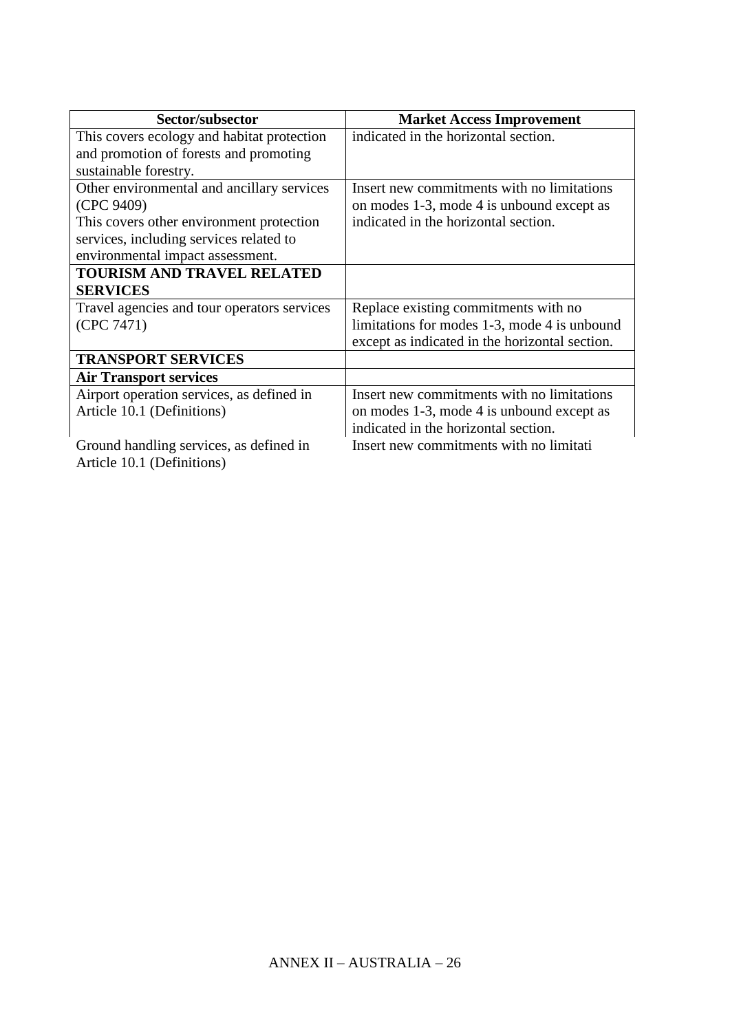| Sector/subsector | Market Access Improvement |
|---|---|
| This covers ecology and habitat protection and promotion of forests and promoting sustainable forestry. | indicated in the horizontal section. |
| Other environmental and ancillary services (CPC 9409)<br>This covers other environment protection services, including services related to environmental impact assessment. | Insert new commitments with no limitations on modes 1-3, mode 4 is unbound except as indicated in the horizontal section. |
| **TOURISM AND TRAVEL RELATED SERVICES** | |
| Travel agencies and tour operators services (CPC 7471) | Replace existing commitments with no limitations for modes 1-3, mode 4 is unbound except as indicated in the horizontal section. |
| **TRANSPORT SERVICES** | |
| **Air Transport services** | |
| Airport operation services, as defined in Article 10.1 (Definitions) | Insert new commitments with no limitations on modes 1-3, mode 4 is unbound except as indicated in the horizontal section. |
| Ground handling services, as defined in Article 10.1 (Definitions) | Insert new commitments with no limitati |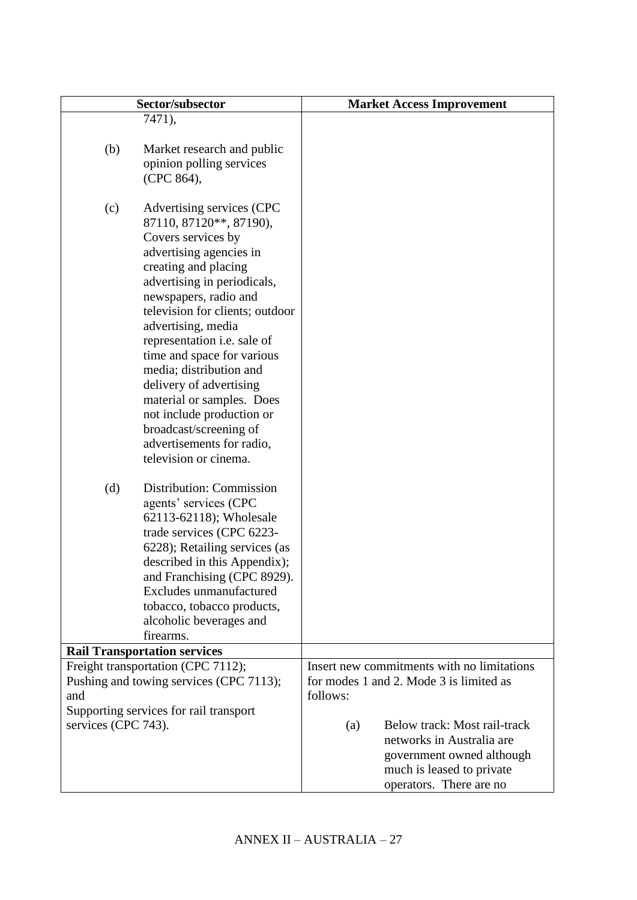| Sector/subsector | Market Access Improvement |
|---|---|
| 7471),<br><br>(b) Market research and public opinion polling services (CPC 864),<br><br>(c) Advertising services (CPC 87110, 87120**, 87190), Covers services by advertising agencies in creating and placing advertising in periodicals, newspapers, radio and television for clients; outdoor advertising, media representation i.e. sale of time and space for various media; distribution and delivery of advertising material or samples. Does not include production or broadcast/screening of advertisements for radio, television or cinema.<br><br>(d) Distribution: Commission agents' services (CPC 62113-62118); Wholesale trade services (CPC 6223-6228); Retailing services (as described in this Appendix); and Franchising (CPC 8929). Excludes unmanufactured tobacco, tobacco products, alcoholic beverages and firearms. | |
| **Rail Transportation services** | |
| Freight transportation (CPC 7112); Pushing and towing services (CPC 7113); and Supporting services for rail transport services (CPC 743). | Insert new commitments with no limitations for modes 1 and 2. Mode 3 is limited as follows:<br><br>(a) Below track: Most rail-track networks in Australia are government owned although much is leased to private operators. There are no |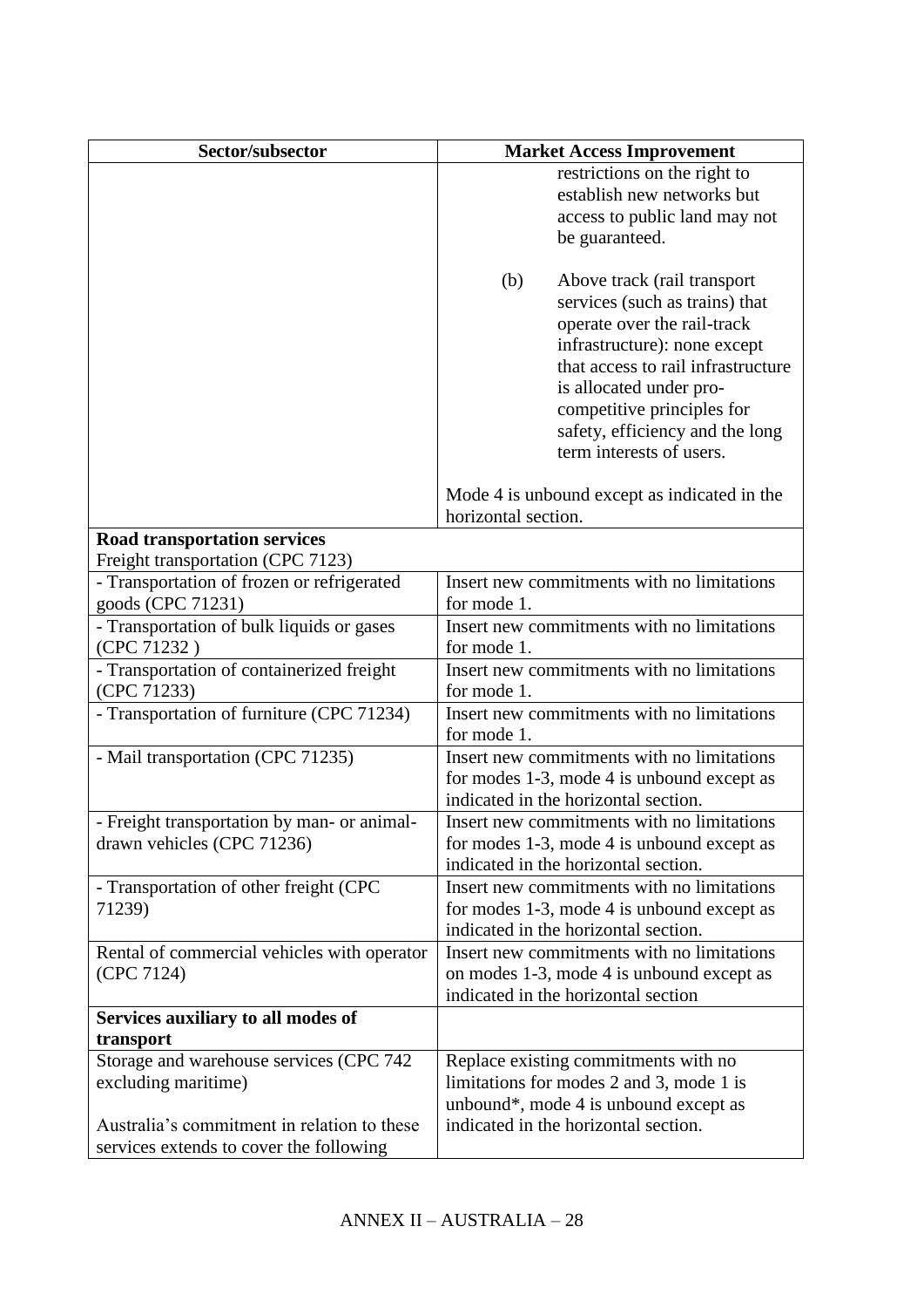| Sector/subsector | Market Access Improvement |
|---|---|
| | restrictions on the right to establish new networks but access to public land may not be guaranteed.<br><br>(b) Above track (rail transport services (such as trains) that operate over the rail-track infrastructure): none except that access to rail infrastructure is allocated under pro-competitive principles for safety, efficiency and the long term interests of users.<br><br>Mode 4 is unbound except as indicated in the horizontal section. |
| **Road transportation services**<br>Freight transportation (CPC 7123) | |
| - Transportation of frozen or refrigerated goods (CPC 71231) | Insert new commitments with no limitations for mode 1. |
| - Transportation of bulk liquids or gases (CPC 71232 ) | Insert new commitments with no limitations for mode 1. |
| - Transportation of containerized freight (CPC 71233) | Insert new commitments with no limitations for mode 1. |
| - Transportation of furniture (CPC 71234) | Insert new commitments with no limitations for mode 1. |
| - Mail transportation (CPC 71235) | Insert new commitments with no limitations for modes 1-3, mode 4 is unbound except as indicated in the horizontal section. |
| - Freight transportation by man- or animal-drawn vehicles (CPC 71236) | Insert new commitments with no limitations for modes 1-3, mode 4 is unbound except as indicated in the horizontal section. |
| - Transportation of other freight (CPC 71239) | Insert new commitments with no limitations for modes 1-3, mode 4 is unbound except as indicated in the horizontal section. |
| Rental of commercial vehicles with operator (CPC 7124) | Insert new commitments with no limitations on modes 1-3, mode 4 is unbound except as indicated in the horizontal section |
| **Services auxiliary to all modes of transport** | |
| Storage and warehouse services (CPC 742 excluding maritime)<br><br>Australia's commitment in relation to these services extends to cover the following | Replace existing commitments with no limitations for modes 2 and 3, mode 1 is unbound*, mode 4 is unbound except as indicated in the horizontal section. |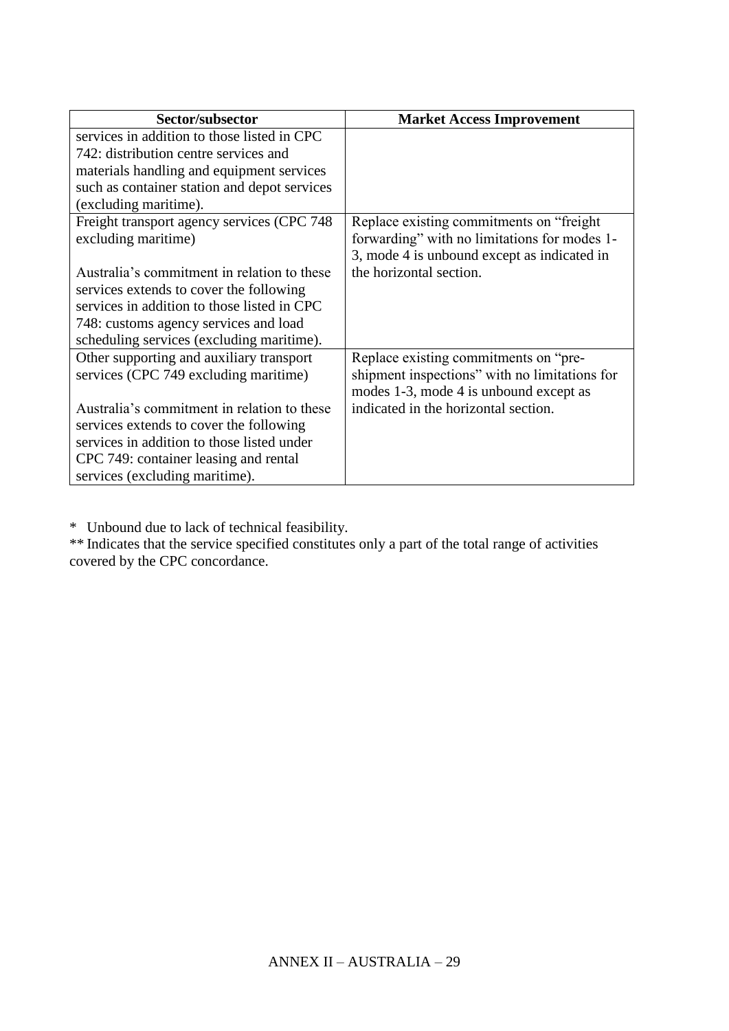| Sector/subsector | Market Access Improvement |
|---|---|
| services in addition to those listed in CPC 742: distribution centre services and materials handling and equipment services such as container station and depot services (excluding maritime). | |
| Freight transport agency services (CPC 748 excluding maritime)<br><br>Australia's commitment in relation to these services extends to cover the following services in addition to those listed in CPC 748: customs agency services and load scheduling services (excluding maritime). | Replace existing commitments on "freight forwarding" with no limitations for modes 1-3, mode 4 is unbound except as indicated in the horizontal section. |
| Other supporting and auxiliary transport services (CPC 749 excluding maritime)<br><br>Australia's commitment in relation to these services extends to cover the following services in addition to those listed under CPC 749: container leasing and rental services (excluding maritime). | Replace existing commitments on "pre-shipment inspections" with no limitations for modes 1-3, mode 4 is unbound except as indicated in the horizontal section. |

\* Unbound due to lack of technical feasibility.

\*\* Indicates that the service specified constitutes only a part of the total range of activities covered by the CPC concordance.